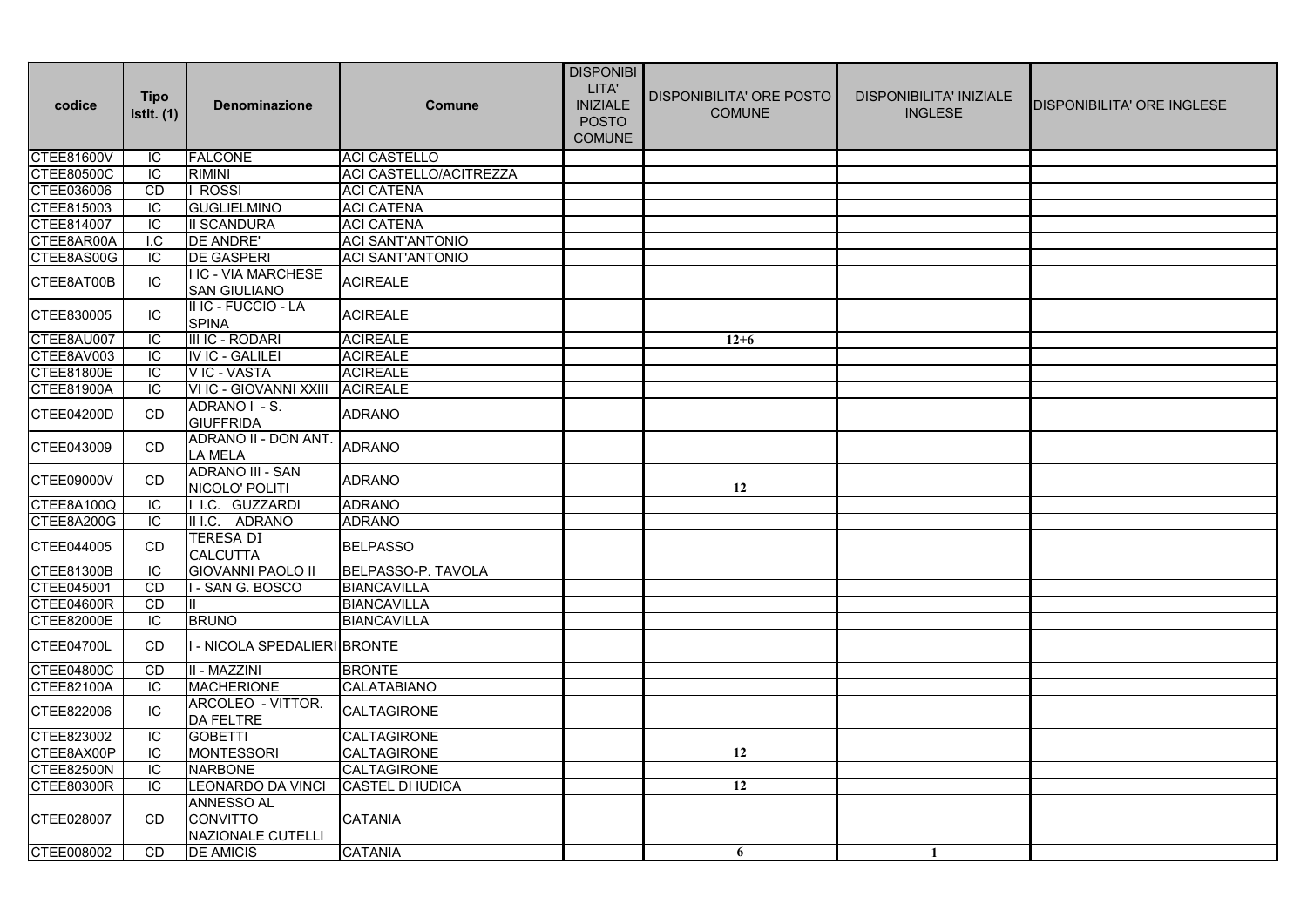| codice | Tipo istit. (1) | Denominazione | Comune | DISPONIBILITA' INIZIALE POSTO COMUNE | DISPONIBILITA' ORE POSTO COMUNE | DISPONIBILITA' INIZIALE INGLESE | DISPONIBILITA' ORE INGLESE |
|---|---|---|---|---|---|---|---|
| CTEE81600V | IC | FALCONE | ACI CASTELLO | | | | |
| CTEE80500C | IC | RIMINI | ACI CASTELLO/ACITREZZA | | | | |
| CTEE036006 | CD | I ROSSI | ACI CATENA | | | | |
| CTEE815003 | IC | GUGLIELMINO | ACI CATENA | | | | |
| CTEE814007 | IC | II SCANDURA | ACI CATENA | | | | |
| CTEE8AR00A | I.C | DE ANDRE' | ACI SANT'ANTONIO | | | | |
| CTEE8AS00G | IC | DE GASPERI | ACI SANT'ANTONIO | | | | |
| CTEE8AT00B | IC | I IC - VIA MARCHESE SAN GIULIANO | ACIREALE | | | | |
| CTEE830005 | IC | II IC - FUCCIO - LA SPINA | ACIREALE | | | | |
| CTEE8AU007 | IC | III IC - RODARI | ACIREALE | | 12+6 | | |
| CTEE8AV003 | IC | IV IC - GALILEI | ACIREALE | | | | |
| CTEE81800E | IC | V IC - VASTA | ACIREALE | | | | |
| CTEE81900A | IC | VI IC - GIOVANNI XXIII | ACIREALE | | | | |
| CTEE04200D | CD | ADRANO I - S. GIUFFRIDA | ADRANO | | | | |
| CTEE043009 | CD | ADRANO II - DON ANT. LA MELA | ADRANO | | | | |
| CTEE09000V | CD | ADRANO III - SAN NICOLO' POLITI | ADRANO | | 12 | | |
| CTEE8A100Q | IC | I I.C. GUZZARDI | ADRANO | | | | |
| CTEE8A200G | IC | II I.C. ADRANO | ADRANO | | | | |
| CTEE044005 | CD | TERESA DI CALCUTTA | BELPASSO | | | | |
| CTEE81300B | IC | GIOVANNI PAOLO II | BELPASSO-P. TAVOLA | | | | |
| CTEE045001 | CD | I - SAN G. BOSCO | BIANCAVILLA | | | | |
| CTEE04600R | CD | II | BIANCAVILLA | | | | |
| CTEE82000E | IC | BRUNO | BIANCAVILLA | | | | |
| CTEE04700L | CD | I - NICOLA SPEDALIERI | BRONTE | | | | |
| CTEE04800C | CD | II - MAZZINI | BRONTE | | | | |
| CTEE82100A | IC | MACHERIONE | CALATABIANO | | | | |
| CTEE822006 | IC | ARCOLEO - VITTOR. DA FELTRE | CALTAGIRONE | | | | |
| CTEE823002 | IC | GOBETTI | CALTAGIRONE | | | | |
| CTEE8AX00P | IC | MONTESSORI | CALTAGIRONE | | 12 | | |
| CTEE82500N | IC | NARBONE | CALTAGIRONE | | | | |
| CTEE80300R | IC | LEONARDO DA VINCI | CASTEL DI IUDICA | | 12 | | |
| CTEE028007 | CD | ANNESSO AL CONVITTO NAZIONALE CUTELLI | CATANIA | | | | |
| CTEE008002 | CD | DE AMICIS | CATANIA | | 6 | 1 | |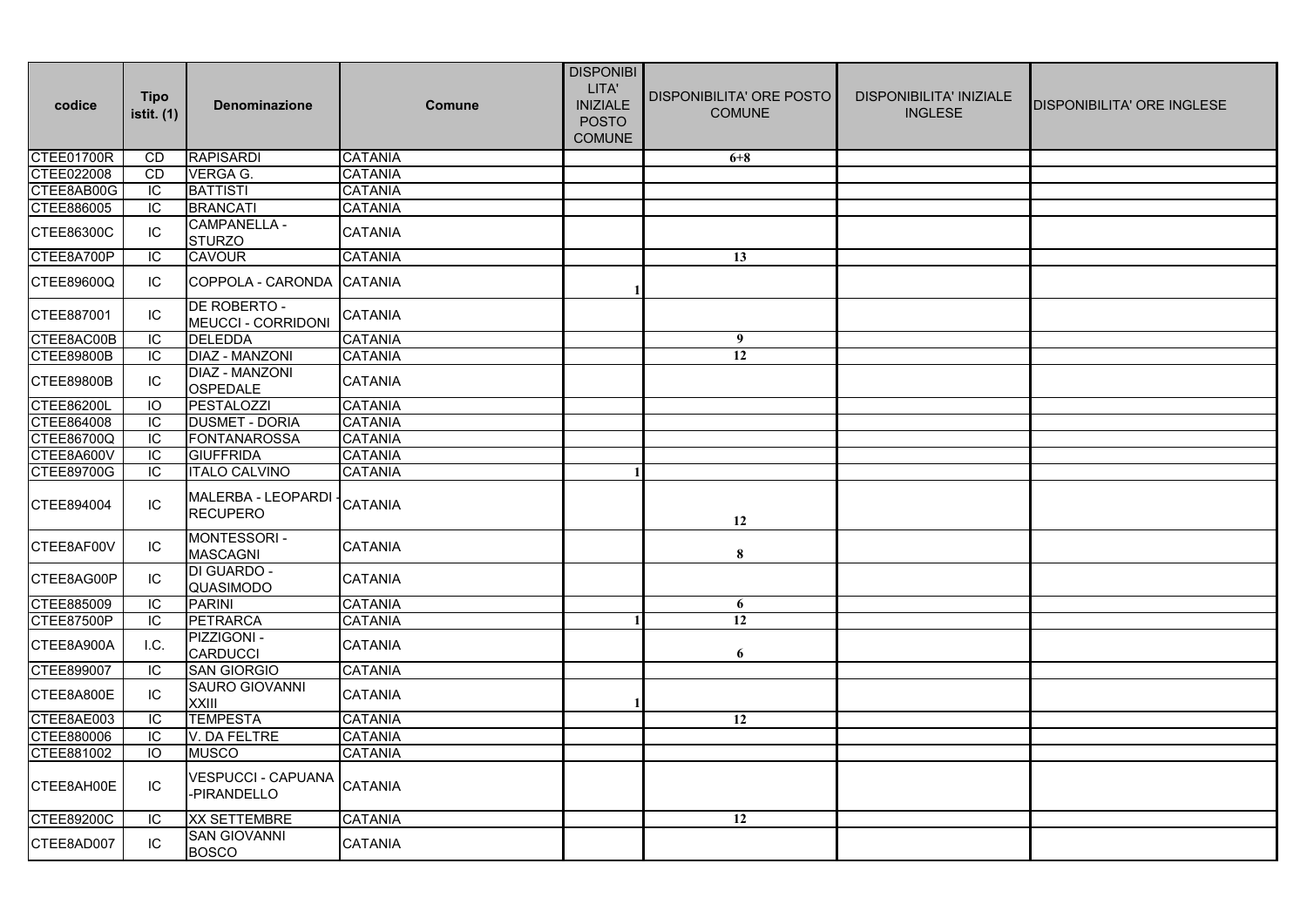| codice | Tipo istit. (1) | Denominazione | Comune | DISPONIBILITA' INIZIALE POSTO COMUNE | DISPONIBILITA' ORE POSTO COMUNE | DISPONIBILITA' INIZIALE INGLESE | DISPONIBILITA' ORE INGLESE |
|---|---|---|---|---|---|---|---|
| CTEE01700R | CD | RAPISARDI | CATANIA | | 6+8 | | |
| CTEE022008 | CD | VERGA G. | CATANIA | | | | |
| CTEE8AB00G | IC | BATTISTI | CATANIA | | | | |
| CTEE886005 | IC | BRANCATI | CATANIA | | | | |
| CTEE86300C | IC | CAMPANELLA - STURZO | CATANIA | | | | |
| CTEE8A700P | IC | CAVOUR | CATANIA | | 13 | | |
| CTEE89600Q | IC | COPPOLA - CARONDA | CATANIA | 1 | | | |
| CTEE887001 | IC | DE ROBERTO - MEUCCI - CORRIDONI | CATANIA | | | | |
| CTEE8AC00B | IC | DELEDDA | CATANIA | | 9 | | |
| CTEE89800B | IC | DIAZ - MANZONI | CATANIA | | 12 | | |
| CTEE89800B | IC | DIAZ - MANZONI OSPEDALE | CATANIA | | | | |
| CTEE86200L | IO | PESTALOZZI | CATANIA | | | | |
| CTEE864008 | IC | DUSMET - DORIA | CATANIA | | | | |
| CTEE86700Q | IC | FONTANAROSSA | CATANIA | | | | |
| CTEE8A600V | IC | GIUFFRIDA | CATANIA | | | | |
| CTEE89700G | IC | ITALO CALVINO | CATANIA | 1 | | | |
| CTEE894004 | IC | MALERBA - LEOPARDI - RECUPERO | CATANIA | | 12 | | |
| CTEE8AF00V | IC | MONTESSORI - MASCAGNI | CATANIA | | 8 | | |
| CTEE8AG00P | IC | DI GUARDO - QUASIMODO | CATANIA | | | | |
| CTEE885009 | IC | PARINI | CATANIA | | 6 | | |
| CTEE87500P | IC | PETRARCA | CATANIA | 1 | 12 | | |
| CTEE8A900A | I.C. | PIZZIGONI - CARDUCCI | CATANIA | | 6 | | |
| CTEE899007 | IC | SAN GIORGIO | CATANIA | | | | |
| CTEE8A800E | IC | SAURO GIOVANNI XXIII | CATANIA | 1 | | | |
| CTEE8AE003 | IC | TEMPESTA | CATANIA | | 12 | | |
| CTEE880006 | IC | V. DA FELTRE | CATANIA | | | | |
| CTEE881002 | IO | MUSCO | CATANIA | | | | |
| CTEE8AH00E | IC | VESPUCCI - CAPUANA -PIRANDELLO | CATANIA | | | | |
| CTEE89200C | IC | XX SETTEMBRE | CATANIA | | 12 | | |
| CTEE8AD007 | IC | SAN GIOVANNI BOSCO | CATANIA | | | | |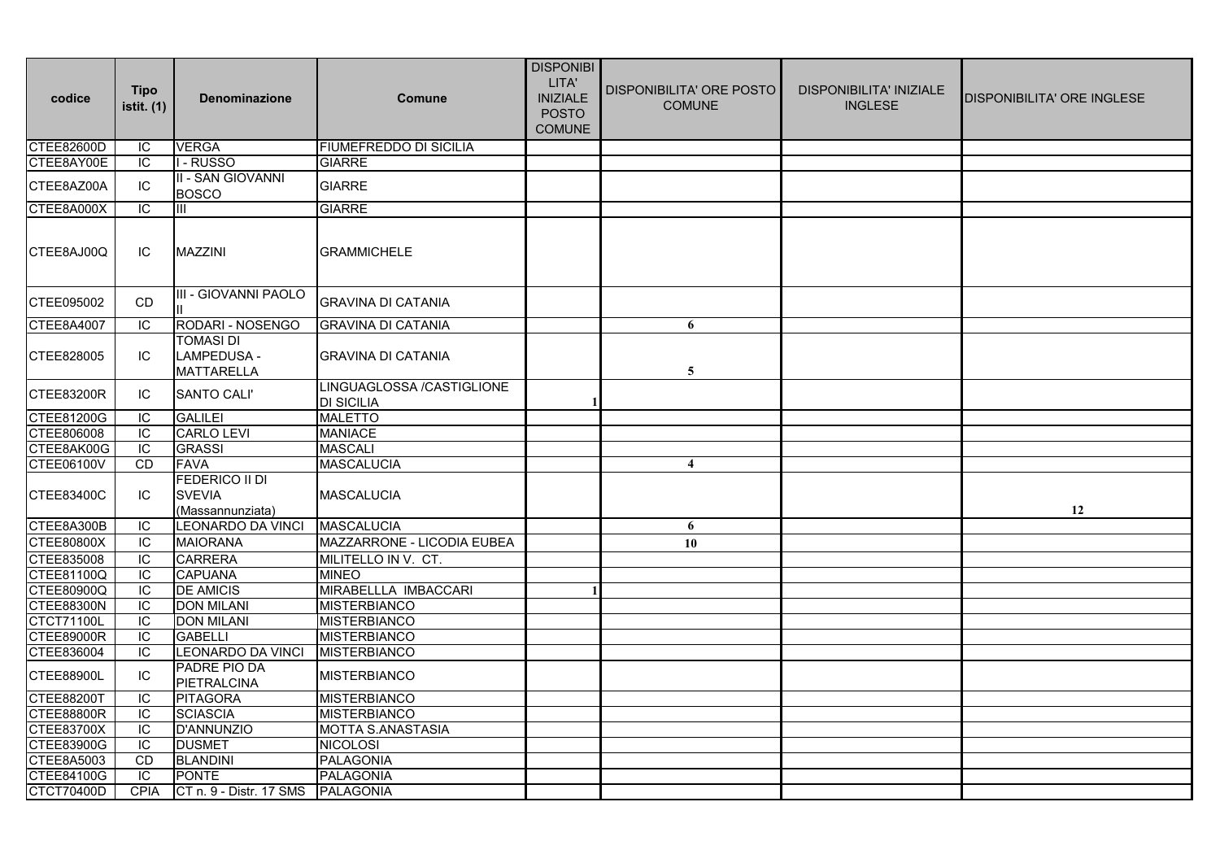| codice | Tipo istit. (1) | Denominazione | Comune | DISPONIBILITA' INIZIALE POSTO COMUNE | DISPONIBILITA' ORE POSTO COMUNE | DISPONIBILITA' INIZIALE INGLESE | DISPONIBILITA' ORE INGLESE |
|---|---|---|---|---|---|---|---|
| CTEE82600D | IC | VERGA | FIUMEFREDDO DI SICILIA | | | | |
| CTEE8AY00E | IC | I - RUSSO | GIARRE | | | | |
| CTEE8AZ00A | IC | II - SAN GIOVANNI BOSCO | GIARRE | | | | |
| CTEE8A000X | IC | III | GIARRE | | | | |
| CTEE8AJ00Q | IC | MAZZINI | GRAMMICHELE | | | | |
| CTEE095002 | CD | III - GIOVANNI PAOLO II | GRAVINA DI CATANIA | | | | |
| CTEE8A4007 | IC | RODARI - NOSENGO | GRAVINA DI CATANIA | | 6 | | |
| CTEE828005 | IC | TOMASI DI LAMPEDUSA - MATTARELLA | GRAVINA DI CATANIA | | 5 | | |
| CTEE83200R | IC | SANTO CALI' | LINGUAGLOSSA /CASTIGLIONE DI SICILIA | 1 | | | |
| CTEE81200G | IC | GALILEI | MALETTO | | | | |
| CTEE806008 | IC | CARLO LEVI | MANIACE | | | | |
| CTEE8AK00G | IC | GRASSI | MASCALI | | | | |
| CTEE06100V | CD | FAVA | MASCALUCIA | | 4 | | |
| CTEE83400C | IC | FEDERICO II DI SVEVIA (Massannunziata) | MASCALUCIA | | | | 12 |
| CTEE8A300B | IC | LEONARDO DA VINCI | MASCALUCIA | | 6 | | |
| CTEE80800X | IC | MAIORANA | MAZZARRONE - LICODIA EUBEA | | 10 | | |
| CTEE835008 | IC | CARRERA | MILITELLO IN V. CT. | | | | |
| CTEE81100Q | IC | CAPUANA | MINEO | | | | |
| CTEE80900Q | IC | DE AMICIS | MIRABELLLA IMBACCARI | 1 | | | |
| CTEE88300N | IC | DON MILANI | MISTERBIANCO | | | | |
| CTCT71100L | IC | DON MILANI | MISTERBIANCO | | | | |
| CTEE89000R | IC | GABELLI | MISTERBIANCO | | | | |
| CTEE836004 | IC | LEONARDO DA VINCI | MISTERBIANCO | | | | |
| CTEE88900L | IC | PADRE PIO DA PIETRALCINA | MISTERBIANCO | | | | |
| CTEE88200T | IC | PITAGORA | MISTERBIANCO | | | | |
| CTEE88800R | IC | SCIASCIA | MISTERBIANCO | | | | |
| CTEE83700X | IC | D'ANNUNZIO | MOTTA S.ANASTASIA | | | | |
| CTEE83900G | IC | DUSMET | NICOLOSI | | | | |
| CTEE8A5003 | CD | BLANDINI | PALAGONIA | | | | |
| CTEE84100G | IC | PONTE | PALAGONIA | | | | |
| CTCT70400D | CPIA | CT n. 9 - Distr. 17 SMS | PALAGONIA | | | | |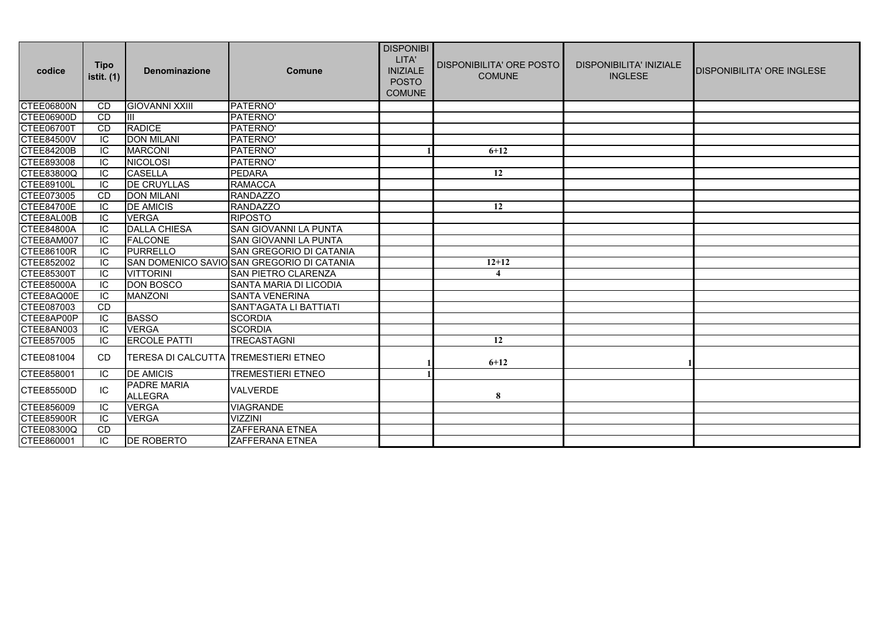| codice | Tipo istit. (1) | Denominazione | Comune | DISPONIBILITA' INIZIALE POSTO COMUNE | DISPONIBILITA' ORE POSTO COMUNE | DISPONIBILITA' INIZIALE INGLESE | DISPONIBILITA' ORE INGLESE |
|---|---|---|---|---|---|---|---|
| CTEE06800N | CD | GIOVANNI XXIII | PATERNO' | | | | |
| CTEE06900D | CD | III | PATERNO' | | | | |
| CTEE06700T | CD | RADICE | PATERNO' | | | | |
| CTEE84500V | IC | DON MILANI | PATERNO' | | | | |
| CTEE84200B | IC | MARCONI | PATERNO' | 1 | 6+12 | | |
| CTEE893008 | IC | NICOLOSI | PATERNO' | | | | |
| CTEE83800Q | IC | CASELLA | PEDARA | | 12 | | |
| CTEE89100L | IC | DE CRUYLLAS | RAMACCA | | | | |
| CTEE073005 | CD | DON MILANI | RANDAZZO | | | | |
| CTEE84700E | IC | DE AMICIS | RANDAZZO | | 12 | | |
| CTEE8AL00B | IC | VERGA | RIPOSTO | | | | |
| CTEE84800A | IC | DALLA CHIESA | SAN GIOVANNI LA PUNTA | | | | |
| CTEE8AM007 | IC | FALCONE | SAN GIOVANNI LA PUNTA | | | | |
| CTEE86100R | IC | PURRELLO | SAN GREGORIO DI CATANIA | | | | |
| CTEE852002 | IC | SAN DOMENICO SAVIO | SAN GREGORIO DI CATANIA | | 12+12 | | |
| CTEE85300T | IC | VITTORINI | SAN PIETRO CLARENZA | | 4 | | |
| CTEE85000A | IC | DON BOSCO | SANTA MARIA DI LICODIA | | | | |
| CTEE8AQ00E | IC | MANZONI | SANTA VENERINA | | | | |
| CTEE087003 | CD | | SANT'AGATA LI BATTIATI | | | | |
| CTEE8AP00P | IC | BASSO | SCORDIA | | | | |
| CTEE8AN003 | IC | VERGA | SCORDIA | | | | |
| CTEE857005 | IC | ERCOLE PATTI | TRECASTAGNI | | 12 | | |
| CTEE081004 | CD | TERESA DI CALCUTTA | TREMESTIERI ETNEO | 1 | 6+12 | 1 | |
| CTEE858001 | IC | DE AMICIS | TREMESTIERI ETNEO | 1 | | | |
| CTEE85500D | IC | PADRE MARIA ALLEGRA | VALVERDE | | 8 | | |
| CTEE856009 | IC | VERGA | VIAGRANDE | | | | |
| CTEE85900R | IC | VERGA | VIZZINI | | | | |
| CTEE08300Q | CD | | ZAFFERANA ETNEA | | | | |
| CTEE860001 | IC | DE ROBERTO | ZAFFERANA ETNEA | | | | |